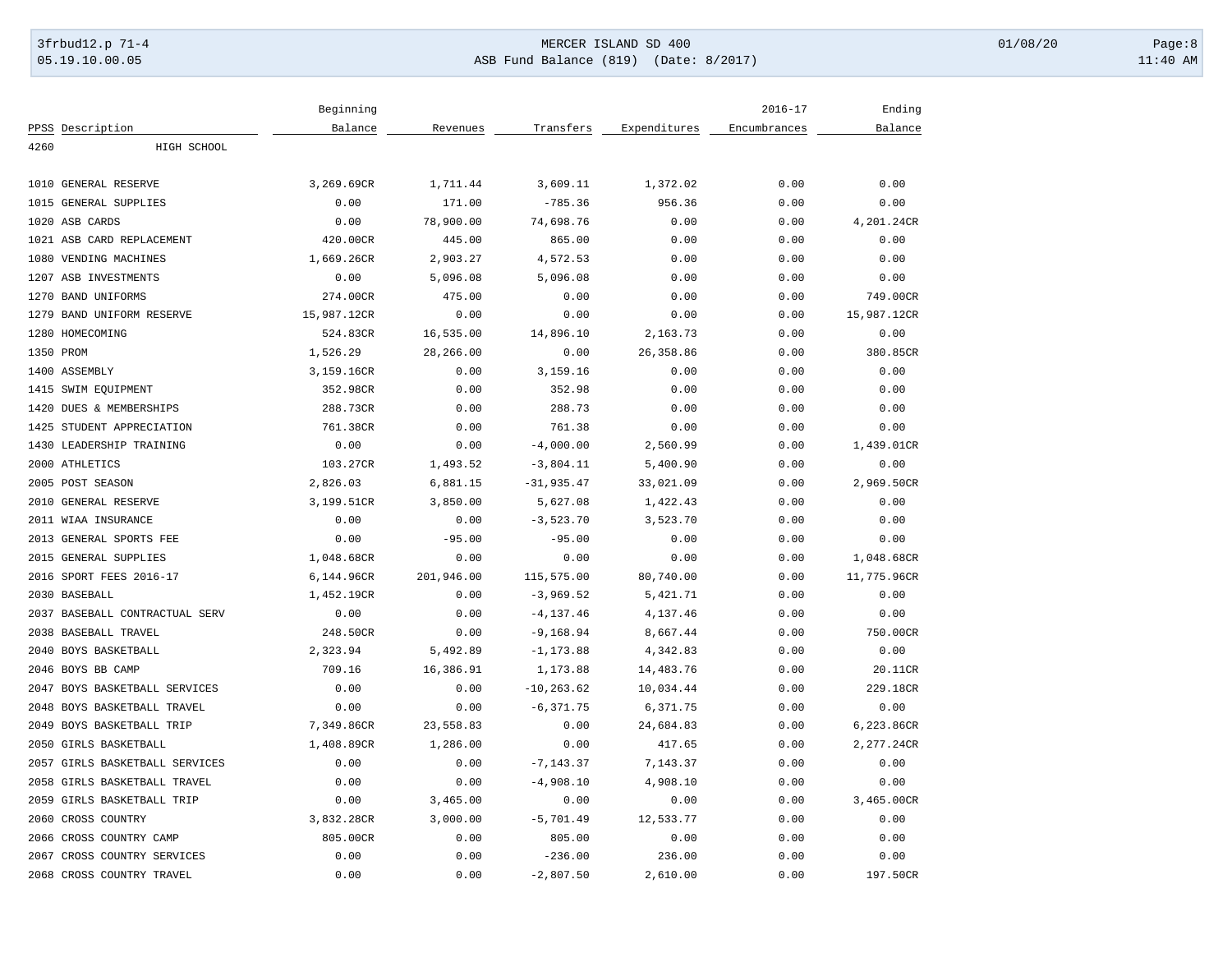MERCER ISLAND SD 400

ASB Fund Balance (819) (Date: 8/2017)

| PPSS | Description | Beginning Balance | Revenues | Transfers | Expenditures | 2016-17 Encumbrances | Ending Balance |
|---|---|---|---|---|---|---|---|
| 4260 | HIGH SCHOOL | | | | | | |
| 1010 | GENERAL RESERVE | 3,269.69CR | 1,711.44 | 3,609.11 | 1,372.02 | 0.00 | 0.00 |
| 1015 | GENERAL SUPPLIES | 0.00 | 171.00 | -785.36 | 956.36 | 0.00 | 0.00 |
| 1020 | ASB CARDS | 0.00 | 78,900.00 | 74,698.76 | 0.00 | 0.00 | 4,201.24CR |
| 1021 | ASB CARD REPLACEMENT | 420.00CR | 445.00 | 865.00 | 0.00 | 0.00 | 0.00 |
| 1080 | VENDING MACHINES | 1,669.26CR | 2,903.27 | 4,572.53 | 0.00 | 0.00 | 0.00 |
| 1207 | ASB INVESTMENTS | 0.00 | 5,096.08 | 5,096.08 | 0.00 | 0.00 | 0.00 |
| 1270 | BAND UNIFORMS | 274.00CR | 475.00 | 0.00 | 0.00 | 0.00 | 749.00CR |
| 1279 | BAND UNIFORM RESERVE | 15,987.12CR | 0.00 | 0.00 | 0.00 | 0.00 | 15,987.12CR |
| 1280 | HOMECOMING | 524.83CR | 16,535.00 | 14,896.10 | 2,163.73 | 0.00 | 0.00 |
| 1350 | PROM | 1,526.29 | 28,266.00 | 0.00 | 26,358.86 | 0.00 | 380.85CR |
| 1400 | ASSEMBLY | 3,159.16CR | 0.00 | 3,159.16 | 0.00 | 0.00 | 0.00 |
| 1415 | SWIM EQUIPMENT | 352.98CR | 0.00 | 352.98 | 0.00 | 0.00 | 0.00 |
| 1420 | DUES & MEMBERSHIPS | 288.73CR | 0.00 | 288.73 | 0.00 | 0.00 | 0.00 |
| 1425 | STUDENT APPRECIATION | 761.38CR | 0.00 | 761.38 | 0.00 | 0.00 | 0.00 |
| 1430 | LEADERSHIP TRAINING | 0.00 | 0.00 | -4,000.00 | 2,560.99 | 0.00 | 1,439.01CR |
| 2000 | ATHLETICS | 103.27CR | 1,493.52 | -3,804.11 | 5,400.90 | 0.00 | 0.00 |
| 2005 | POST SEASON | 2,826.03 | 6,881.15 | -31,935.47 | 33,021.09 | 0.00 | 2,969.50CR |
| 2010 | GENERAL RESERVE | 3,199.51CR | 3,850.00 | 5,627.08 | 1,422.43 | 0.00 | 0.00 |
| 2011 | WIAA INSURANCE | 0.00 | 0.00 | -3,523.70 | 3,523.70 | 0.00 | 0.00 |
| 2013 | GENERAL SPORTS FEE | 0.00 | -95.00 | -95.00 | 0.00 | 0.00 | 0.00 |
| 2015 | GENERAL SUPPLIES | 1,048.68CR | 0.00 | 0.00 | 0.00 | 0.00 | 1,048.68CR |
| 2016 | SPORT FEES 2016-17 | 6,144.96CR | 201,946.00 | 115,575.00 | 80,740.00 | 0.00 | 11,775.96CR |
| 2030 | BASEBALL | 1,452.19CR | 0.00 | -3,969.52 | 5,421.71 | 0.00 | 0.00 |
| 2037 | BASEBALL CONTRACTUAL SERV | 0.00 | 0.00 | -4,137.46 | 4,137.46 | 0.00 | 0.00 |
| 2038 | BASEBALL TRAVEL | 248.50CR | 0.00 | -9,168.94 | 8,667.44 | 0.00 | 750.00CR |
| 2040 | BOYS BASKETBALL | 2,323.94 | 5,492.89 | -1,173.88 | 4,342.83 | 0.00 | 0.00 |
| 2046 | BOYS BB CAMP | 709.16 | 16,386.91 | 1,173.88 | 14,483.76 | 0.00 | 20.11CR |
| 2047 | BOYS BASKETBALL SERVICES | 0.00 | 0.00 | -10,263.62 | 10,034.44 | 0.00 | 229.18CR |
| 2048 | BOYS BASKETBALL TRAVEL | 0.00 | 0.00 | -6,371.75 | 6,371.75 | 0.00 | 0.00 |
| 2049 | BOYS BASKETBALL TRIP | 7,349.86CR | 23,558.83 | 0.00 | 24,684.83 | 0.00 | 6,223.86CR |
| 2050 | GIRLS BASKETBALL | 1,408.89CR | 1,286.00 | 0.00 | 417.65 | 0.00 | 2,277.24CR |
| 2057 | GIRLS BASKETBALL SERVICES | 0.00 | 0.00 | -7,143.37 | 7,143.37 | 0.00 | 0.00 |
| 2058 | GIRLS BASKETBALL TRAVEL | 0.00 | 0.00 | -4,908.10 | 4,908.10 | 0.00 | 0.00 |
| 2059 | GIRLS BASKETBALL TRIP | 0.00 | 3,465.00 | 0.00 | 0.00 | 0.00 | 3,465.00CR |
| 2060 | CROSS COUNTRY | 3,832.28CR | 3,000.00 | -5,701.49 | 12,533.77 | 0.00 | 0.00 |
| 2066 | CROSS COUNTRY CAMP | 805.00CR | 0.00 | 805.00 | 0.00 | 0.00 | 0.00 |
| 2067 | CROSS COUNTRY SERVICES | 0.00 | 0.00 | -236.00 | 236.00 | 0.00 | 0.00 |
| 2068 | CROSS COUNTRY TRAVEL | 0.00 | 0.00 | -2,807.50 | 2,610.00 | 0.00 | 197.50CR |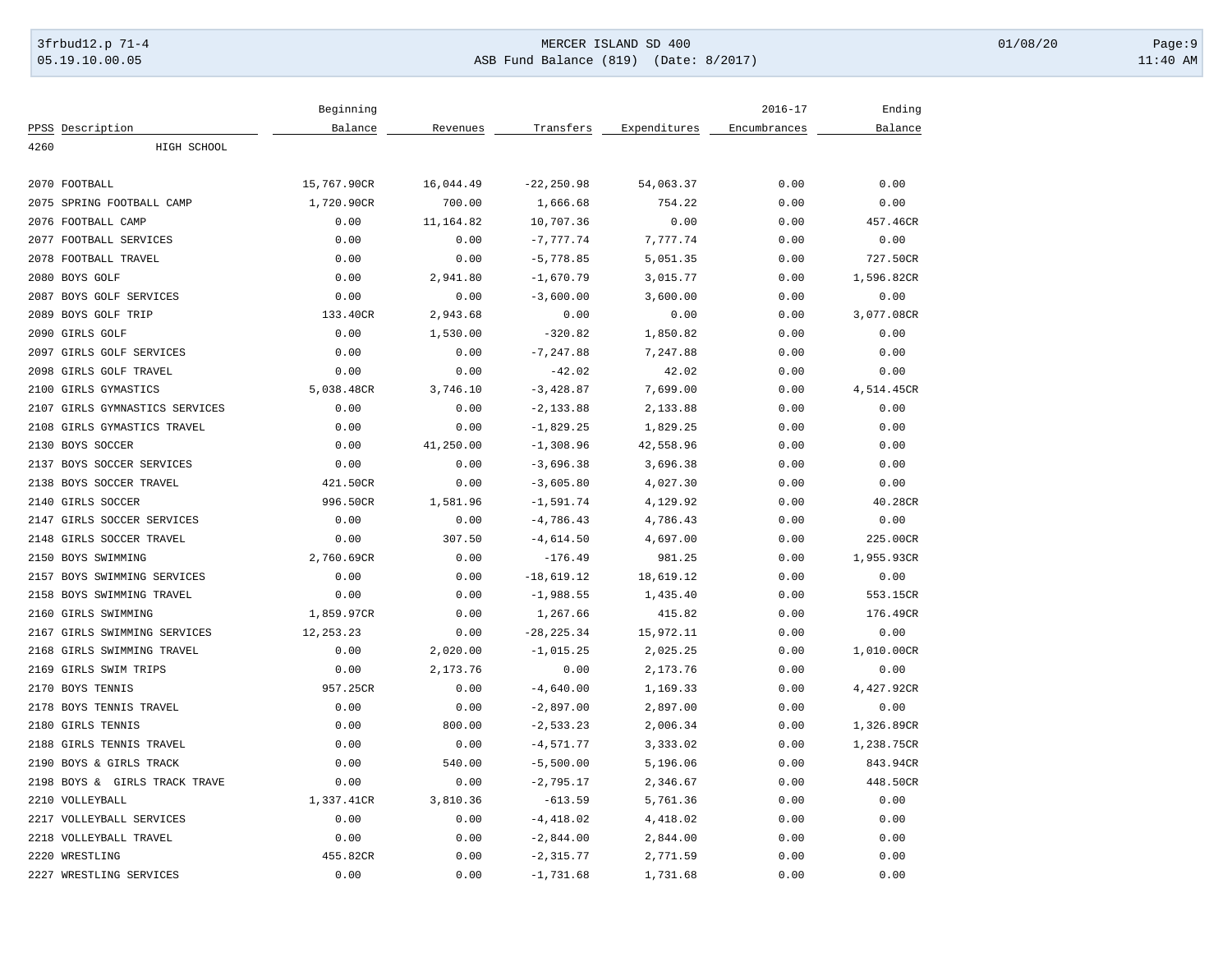| PPSS | Description | Beginning Balance | Revenues | Transfers | Expenditures | 2016-17 Encumbrances | Ending Balance |
|---|---|---|---|---|---|---|---|
| 4260 | HIGH SCHOOL | | | | | | |
| 2070 | FOOTBALL | 15,767.90CR | 16,044.49 | -22,250.98 | 54,063.37 | 0.00 | 0.00 |
| 2075 | SPRING FOOTBALL CAMP | 1,720.90CR | 700.00 | 1,666.68 | 754.22 | 0.00 | 0.00 |
| 2076 | FOOTBALL CAMP | 0.00 | 11,164.82 | 10,707.36 | 0.00 | 0.00 | 457.46CR |
| 2077 | FOOTBALL SERVICES | 0.00 | 0.00 | -7,777.74 | 7,777.74 | 0.00 | 0.00 |
| 2078 | FOOTBALL TRAVEL | 0.00 | 0.00 | -5,778.85 | 5,051.35 | 0.00 | 727.50CR |
| 2080 | BOYS GOLF | 0.00 | 2,941.80 | -1,670.79 | 3,015.77 | 0.00 | 1,596.82CR |
| 2087 | BOYS GOLF SERVICES | 0.00 | 0.00 | -3,600.00 | 3,600.00 | 0.00 | 0.00 |
| 2089 | BOYS GOLF TRIP | 133.40CR | 2,943.68 | 0.00 | 0.00 | 0.00 | 3,077.08CR |
| 2090 | GIRLS GOLF | 0.00 | 1,530.00 | -320.82 | 1,850.82 | 0.00 | 0.00 |
| 2097 | GIRLS GOLF SERVICES | 0.00 | 0.00 | -7,247.88 | 7,247.88 | 0.00 | 0.00 |
| 2098 | GIRLS GOLF TRAVEL | 0.00 | 0.00 | -42.02 | 42.02 | 0.00 | 0.00 |
| 2100 | GIRLS GYMASTICS | 5,038.48CR | 3,746.10 | -3,428.87 | 7,699.00 | 0.00 | 4,514.45CR |
| 2107 | GIRLS GYMNASTICS SERVICES | 0.00 | 0.00 | -2,133.88 | 2,133.88 | 0.00 | 0.00 |
| 2108 | GIRLS GYMASTICS TRAVEL | 0.00 | 0.00 | -1,829.25 | 1,829.25 | 0.00 | 0.00 |
| 2130 | BOYS SOCCER | 0.00 | 41,250.00 | -1,308.96 | 42,558.96 | 0.00 | 0.00 |
| 2137 | BOYS SOCCER SERVICES | 0.00 | 0.00 | -3,696.38 | 3,696.38 | 0.00 | 0.00 |
| 2138 | BOYS SOCCER TRAVEL | 421.50CR | 0.00 | -3,605.80 | 4,027.30 | 0.00 | 0.00 |
| 2140 | GIRLS SOCCER | 996.50CR | 1,581.96 | -1,591.74 | 4,129.92 | 0.00 | 40.28CR |
| 2147 | GIRLS SOCCER SERVICES | 0.00 | 0.00 | -4,786.43 | 4,786.43 | 0.00 | 0.00 |
| 2148 | GIRLS SOCCER TRAVEL | 0.00 | 307.50 | -4,614.50 | 4,697.00 | 0.00 | 225.00CR |
| 2150 | BOYS SWIMMING | 2,760.69CR | 0.00 | -176.49 | 981.25 | 0.00 | 1,955.93CR |
| 2157 | BOYS SWIMMING SERVICES | 0.00 | 0.00 | -18,619.12 | 18,619.12 | 0.00 | 0.00 |
| 2158 | BOYS SWIMMING TRAVEL | 0.00 | 0.00 | -1,988.55 | 1,435.40 | 0.00 | 553.15CR |
| 2160 | GIRLS SWIMMING | 1,859.97CR | 0.00 | 1,267.66 | 415.82 | 0.00 | 176.49CR |
| 2167 | GIRLS SWIMMING SERVICES | 12,253.23 | 0.00 | -28,225.34 | 15,972.11 | 0.00 | 0.00 |
| 2168 | GIRLS SWIMMING TRAVEL | 0.00 | 2,020.00 | -1,015.25 | 2,025.25 | 0.00 | 1,010.00CR |
| 2169 | GIRLS SWIM TRIPS | 0.00 | 2,173.76 | 0.00 | 2,173.76 | 0.00 | 0.00 |
| 2170 | BOYS TENNIS | 957.25CR | 0.00 | -4,640.00 | 1,169.33 | 0.00 | 4,427.92CR |
| 2178 | BOYS TENNIS TRAVEL | 0.00 | 0.00 | -2,897.00 | 2,897.00 | 0.00 | 0.00 |
| 2180 | GIRLS TENNIS | 0.00 | 800.00 | -2,533.23 | 2,006.34 | 0.00 | 1,326.89CR |
| 2188 | GIRLS TENNIS TRAVEL | 0.00 | 0.00 | -4,571.77 | 3,333.02 | 0.00 | 1,238.75CR |
| 2190 | BOYS & GIRLS TRACK | 0.00 | 540.00 | -5,500.00 | 5,196.06 | 0.00 | 843.94CR |
| 2198 | BOYS & GIRLS TRACK TRAVE | 0.00 | 0.00 | -2,795.17 | 2,346.67 | 0.00 | 448.50CR |
| 2210 | VOLLEYBALL | 1,337.41CR | 3,810.36 | -613.59 | 5,761.36 | 0.00 | 0.00 |
| 2217 | VOLLEYBALL SERVICES | 0.00 | 0.00 | -4,418.02 | 4,418.02 | 0.00 | 0.00 |
| 2218 | VOLLEYBALL TRAVEL | 0.00 | 0.00 | -2,844.00 | 2,844.00 | 0.00 | 0.00 |
| 2220 | WRESTLING | 455.82CR | 0.00 | -2,315.77 | 2,771.59 | 0.00 | 0.00 |
| 2227 | WRESTLING SERVICES | 0.00 | 0.00 | -1,731.68 | 1,731.68 | 0.00 | 0.00 |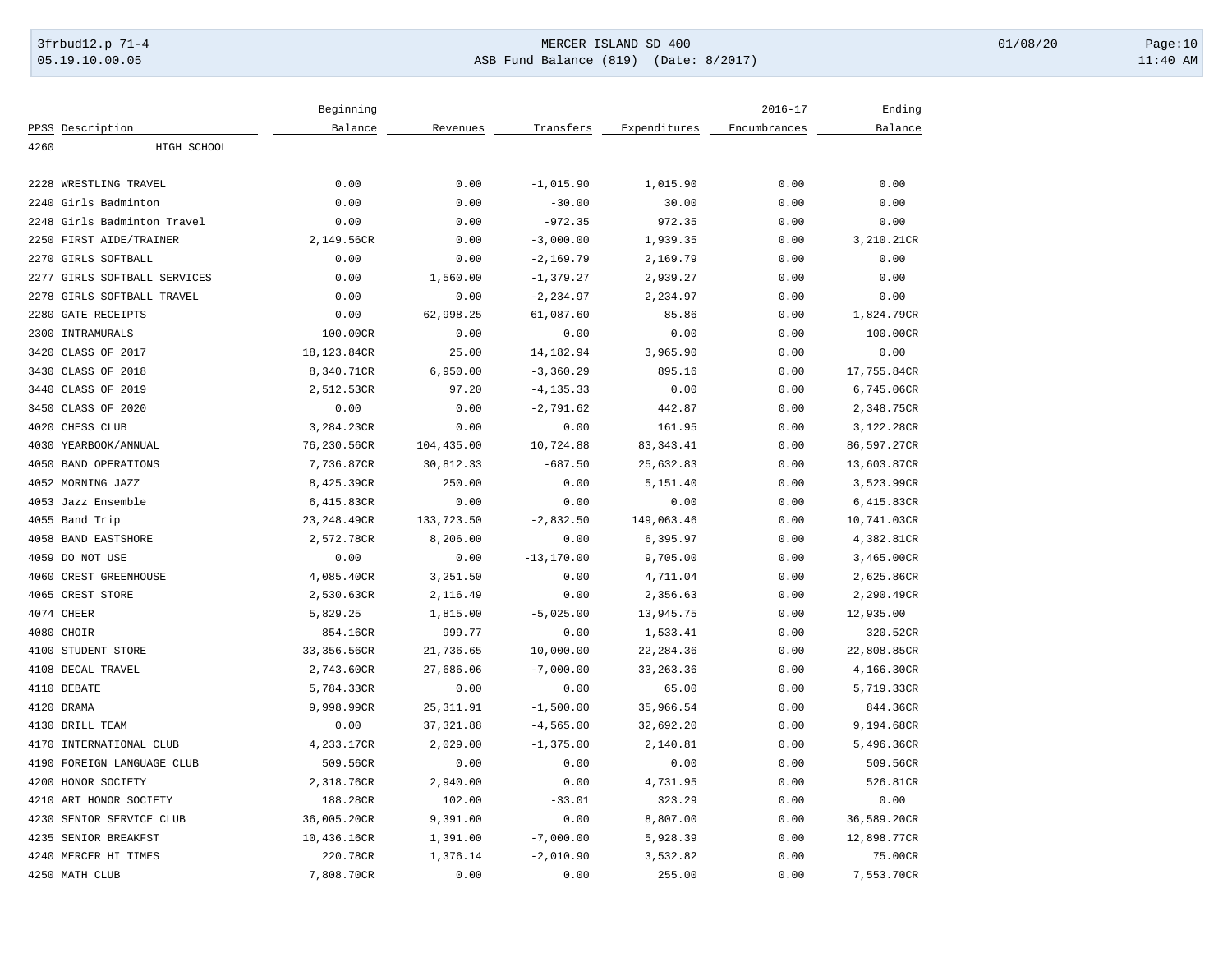| PPSS | Description | Beginning Balance | Revenues | Transfers | Expenditures | 2016-17 Encumbrances | Ending Balance |
|---|---|---|---|---|---|---|---|
| 4260 | HIGH SCHOOL | | | | | | |
| 2228 | WRESTLING TRAVEL | 0.00 | 0.00 | -1,015.90 | 1,015.90 | 0.00 | 0.00 |
| 2240 | Girls Badminton | 0.00 | 0.00 | -30.00 | 30.00 | 0.00 | 0.00 |
| 2248 | Girls Badminton Travel | 0.00 | 0.00 | -972.35 | 972.35 | 0.00 | 0.00 |
| 2250 | FIRST AIDE/TRAINER | 2,149.56CR | 0.00 | -3,000.00 | 1,939.35 | 0.00 | 3,210.21CR |
| 2270 | GIRLS SOFTBALL | 0.00 | 0.00 | -2,169.79 | 2,169.79 | 0.00 | 0.00 |
| 2277 | GIRLS SOFTBALL SERVICES | 0.00 | 1,560.00 | -1,379.27 | 2,939.27 | 0.00 | 0.00 |
| 2278 | GIRLS SOFTBALL TRAVEL | 0.00 | 0.00 | -2,234.97 | 2,234.97 | 0.00 | 0.00 |
| 2280 | GATE RECEIPTS | 0.00 | 62,998.25 | 61,087.60 | 85.86 | 0.00 | 1,824.79CR |
| 2300 | INTRAMURALS | 100.00CR | 0.00 | 0.00 | 0.00 | 0.00 | 100.00CR |
| 3420 | CLASS OF 2017 | 18,123.84CR | 25.00 | 14,182.94 | 3,965.90 | 0.00 | 0.00 |
| 3430 | CLASS OF 2018 | 8,340.71CR | 6,950.00 | -3,360.29 | 895.16 | 0.00 | 17,755.84CR |
| 3440 | CLASS OF 2019 | 2,512.53CR | 97.20 | -4,135.33 | 0.00 | 0.00 | 6,745.06CR |
| 3450 | CLASS OF 2020 | 0.00 | 0.00 | -2,791.62 | 442.87 | 0.00 | 2,348.75CR |
| 4020 | CHESS CLUB | 3,284.23CR | 0.00 | 0.00 | 161.95 | 0.00 | 3,122.28CR |
| 4030 | YEARBOOK/ANNUAL | 76,230.56CR | 104,435.00 | 10,724.88 | 83,343.41 | 0.00 | 86,597.27CR |
| 4050 | BAND OPERATIONS | 7,736.87CR | 30,812.33 | -687.50 | 25,632.83 | 0.00 | 13,603.87CR |
| 4052 | MORNING JAZZ | 8,425.39CR | 250.00 | 0.00 | 5,151.40 | 0.00 | 3,523.99CR |
| 4053 | Jazz Ensemble | 6,415.83CR | 0.00 | 0.00 | 0.00 | 0.00 | 6,415.83CR |
| 4055 | Band Trip | 23,248.49CR | 133,723.50 | -2,832.50 | 149,063.46 | 0.00 | 10,741.03CR |
| 4058 | BAND EASTSHORE | 2,572.78CR | 8,206.00 | 0.00 | 6,395.97 | 0.00 | 4,382.81CR |
| 4059 | DO NOT USE | 0.00 | 0.00 | -13,170.00 | 9,705.00 | 0.00 | 3,465.00CR |
| 4060 | CREST GREENHOUSE | 4,085.40CR | 3,251.50 | 0.00 | 4,711.04 | 0.00 | 2,625.86CR |
| 4065 | CREST STORE | 2,530.63CR | 2,116.49 | 0.00 | 2,356.63 | 0.00 | 2,290.49CR |
| 4074 | CHEER | 5,829.25 | 1,815.00 | -5,025.00 | 13,945.75 | 0.00 | 12,935.00 |
| 4080 | CHOIR | 854.16CR | 999.77 | 0.00 | 1,533.41 | 0.00 | 320.52CR |
| 4100 | STUDENT STORE | 33,356.56CR | 21,736.65 | 10,000.00 | 22,284.36 | 0.00 | 22,808.85CR |
| 4108 | DECAL TRAVEL | 2,743.60CR | 27,686.06 | -7,000.00 | 33,263.36 | 0.00 | 4,166.30CR |
| 4110 | DEBATE | 5,784.33CR | 0.00 | 0.00 | 65.00 | 0.00 | 5,719.33CR |
| 4120 | DRAMA | 9,998.99CR | 25,311.91 | -1,500.00 | 35,966.54 | 0.00 | 844.36CR |
| 4130 | DRILL TEAM | 0.00 | 37,321.88 | -4,565.00 | 32,692.20 | 0.00 | 9,194.68CR |
| 4170 | INTERNATIONAL CLUB | 4,233.17CR | 2,029.00 | -1,375.00 | 2,140.81 | 0.00 | 5,496.36CR |
| 4190 | FOREIGN LANGUAGE CLUB | 509.56CR | 0.00 | 0.00 | 0.00 | 0.00 | 509.56CR |
| 4200 | HONOR SOCIETY | 2,318.76CR | 2,940.00 | 0.00 | 4,731.95 | 0.00 | 526.81CR |
| 4210 | ART HONOR SOCIETY | 188.28CR | 102.00 | -33.01 | 323.29 | 0.00 | 0.00 |
| 4230 | SENIOR SERVICE CLUB | 36,005.20CR | 9,391.00 | 0.00 | 8,807.00 | 0.00 | 36,589.20CR |
| 4235 | SENIOR BREAKFST | 10,436.16CR | 1,391.00 | -7,000.00 | 5,928.39 | 0.00 | 12,898.77CR |
| 4240 | MERCER HI TIMES | 220.78CR | 1,376.14 | -2,010.90 | 3,532.82 | 0.00 | 75.00CR |
| 4250 | MATH CLUB | 7,808.70CR | 0.00 | 0.00 | 255.00 | 0.00 | 7,553.70CR |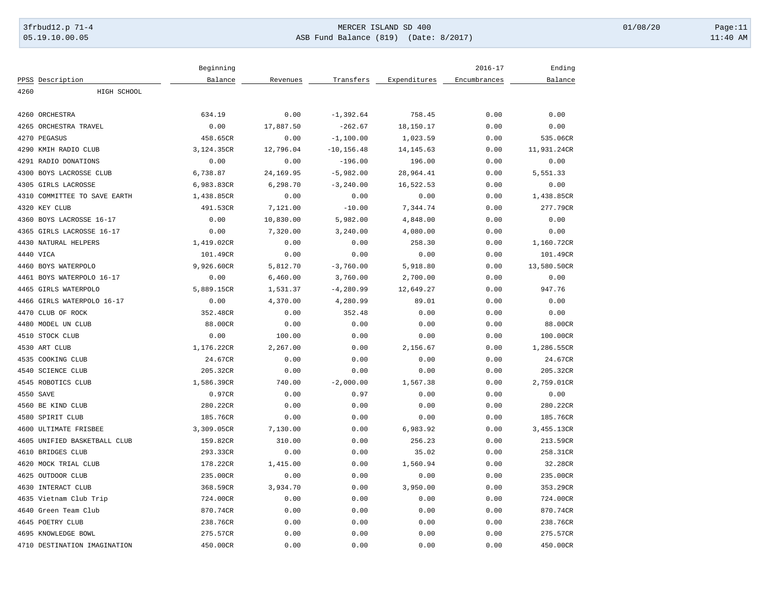| PPSS | Description | Beginning Balance | Revenues | Transfers | Expenditures | 2016-17 Encumbrances | Ending Balance |
|---|---|---|---|---|---|---|---|
| 4260 | HIGH SCHOOL | | | | | | |
| 4260 | ORCHESTRA | 634.19 | 0.00 | -1,392.64 | 758.45 | 0.00 | 0.00 |
| 4265 | ORCHESTRA TRAVEL | 0.00 | 17,887.50 | -262.67 | 18,150.17 | 0.00 | 0.00 |
| 4270 | PEGASUS | 458.65CR | 0.00 | -1,100.00 | 1,023.59 | 0.00 | 535.06CR |
| 4290 | KMIH RADIO CLUB | 3,124.35CR | 12,796.04 | -10,156.48 | 14,145.63 | 0.00 | 11,931.24CR |
| 4291 | RADIO DONATIONS | 0.00 | 0.00 | -196.00 | 196.00 | 0.00 | 0.00 |
| 4300 | BOYS LACROSSE CLUB | 6,738.87 | 24,169.95 | -5,982.00 | 28,964.41 | 0.00 | 5,551.33 |
| 4305 | GIRLS LACROSSE | 6,983.83CR | 6,298.70 | -3,240.00 | 16,522.53 | 0.00 | 0.00 |
| 4310 | COMMITTEE TO SAVE EARTH | 1,438.85CR | 0.00 | 0.00 | 0.00 | 0.00 | 1,438.85CR |
| 4320 | KEY CLUB | 491.53CR | 7,121.00 | -10.00 | 7,344.74 | 0.00 | 277.79CR |
| 4360 | BOYS LACROSSE 16-17 | 0.00 | 10,830.00 | 5,982.00 | 4,848.00 | 0.00 | 0.00 |
| 4365 | GIRLS LACROSSE 16-17 | 0.00 | 7,320.00 | 3,240.00 | 4,080.00 | 0.00 | 0.00 |
| 4430 | NATURAL HELPERS | 1,419.02CR | 0.00 | 0.00 | 258.30 | 0.00 | 1,160.72CR |
| 4440 | VICA | 101.49CR | 0.00 | 0.00 | 0.00 | 0.00 | 101.49CR |
| 4460 | BOYS WATERPOLO | 9,926.60CR | 5,812.70 | -3,760.00 | 5,918.80 | 0.00 | 13,580.50CR |
| 4461 | BOYS WATERPOLO 16-17 | 0.00 | 6,460.00 | 3,760.00 | 2,700.00 | 0.00 | 0.00 |
| 4465 | GIRLS WATERPOLO | 5,889.15CR | 1,531.37 | -4,280.99 | 12,649.27 | 0.00 | 947.76 |
| 4466 | GIRLS WATERPOLO 16-17 | 0.00 | 4,370.00 | 4,280.99 | 89.01 | 0.00 | 0.00 |
| 4470 | CLUB OF ROCK | 352.48CR | 0.00 | 352.48 | 0.00 | 0.00 | 0.00 |
| 4480 | MODEL UN CLUB | 88.00CR | 0.00 | 0.00 | 0.00 | 0.00 | 88.00CR |
| 4510 | STOCK CLUB | 0.00 | 100.00 | 0.00 | 0.00 | 0.00 | 100.00CR |
| 4530 | ART CLUB | 1,176.22CR | 2,267.00 | 0.00 | 2,156.67 | 0.00 | 1,286.55CR |
| 4535 | COOKING CLUB | 24.67CR | 0.00 | 0.00 | 0.00 | 0.00 | 24.67CR |
| 4540 | SCIENCE CLUB | 205.32CR | 0.00 | 0.00 | 0.00 | 0.00 | 205.32CR |
| 4545 | ROBOTICS CLUB | 1,586.39CR | 740.00 | -2,000.00 | 1,567.38 | 0.00 | 2,759.01CR |
| 4550 | SAVE | 0.97CR | 0.00 | 0.97 | 0.00 | 0.00 | 0.00 |
| 4560 | BE KIND CLUB | 280.22CR | 0.00 | 0.00 | 0.00 | 0.00 | 280.22CR |
| 4580 | SPIRIT CLUB | 185.76CR | 0.00 | 0.00 | 0.00 | 0.00 | 185.76CR |
| 4600 | ULTIMATE FRISBEE | 3,309.05CR | 7,130.00 | 0.00 | 6,983.92 | 0.00 | 3,455.13CR |
| 4605 | UNIFIED BASKETBALL CLUB | 159.82CR | 310.00 | 0.00 | 256.23 | 0.00 | 213.59CR |
| 4610 | BRIDGES CLUB | 293.33CR | 0.00 | 0.00 | 35.02 | 0.00 | 258.31CR |
| 4620 | MOCK TRIAL CLUB | 178.22CR | 1,415.00 | 0.00 | 1,560.94 | 0.00 | 32.28CR |
| 4625 | OUTDOOR CLUB | 235.00CR | 0.00 | 0.00 | 0.00 | 0.00 | 235.00CR |
| 4630 | INTERACT CLUB | 368.59CR | 3,934.70 | 0.00 | 3,950.00 | 0.00 | 353.29CR |
| 4635 | Vietnam Club Trip | 724.00CR | 0.00 | 0.00 | 0.00 | 0.00 | 724.00CR |
| 4640 | Green Team Club | 870.74CR | 0.00 | 0.00 | 0.00 | 0.00 | 870.74CR |
| 4645 | POETRY CLUB | 238.76CR | 0.00 | 0.00 | 0.00 | 0.00 | 238.76CR |
| 4695 | KNOWLEDGE BOWL | 275.57CR | 0.00 | 0.00 | 0.00 | 0.00 | 275.57CR |
| 4710 | DESTINATION IMAGINATION | 450.00CR | 0.00 | 0.00 | 0.00 | 0.00 | 450.00CR |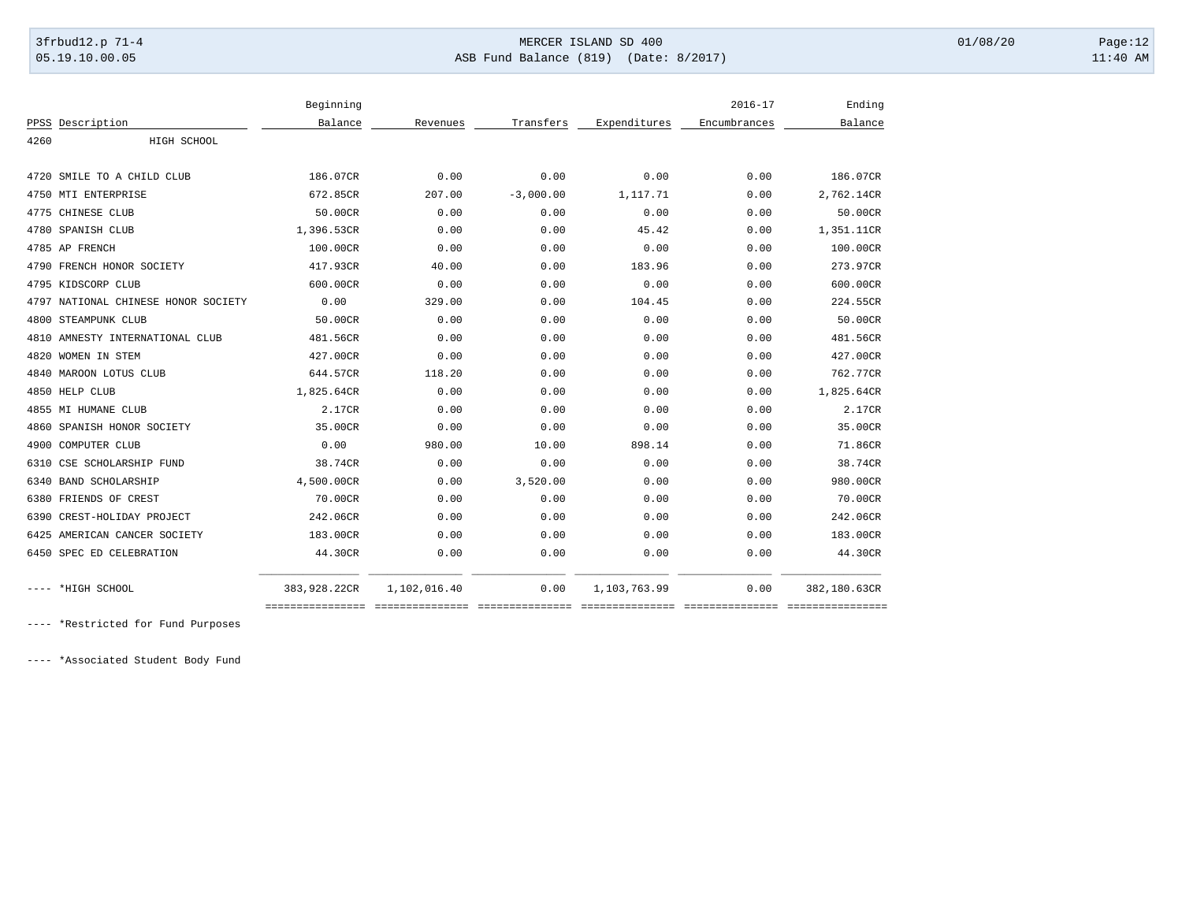| PPSS | Description | Beginning Balance | Revenues | Transfers | Expenditures | 2016-17 Encumbrances | Ending Balance |
|---|---|---|---|---|---|---|---|
| 4260 | HIGH SCHOOL | | | | | | |
| 4720 | SMILE TO A CHILD CLUB | 186.07CR | 0.00 | 0.00 | 0.00 | 0.00 | 186.07CR |
| 4750 | MTI ENTERPRISE | 672.85CR | 207.00 | -3,000.00 | 1,117.71 | 0.00 | 2,762.14CR |
| 4775 | CHINESE CLUB | 50.00CR | 0.00 | 0.00 | 0.00 | 0.00 | 50.00CR |
| 4780 | SPANISH CLUB | 1,396.53CR | 0.00 | 0.00 | 45.42 | 0.00 | 1,351.11CR |
| 4785 | AP FRENCH | 100.00CR | 0.00 | 0.00 | 0.00 | 0.00 | 100.00CR |
| 4790 | FRENCH HONOR SOCIETY | 417.93CR | 40.00 | 0.00 | 183.96 | 0.00 | 273.97CR |
| 4795 | KIDSCORP CLUB | 600.00CR | 0.00 | 0.00 | 0.00 | 0.00 | 600.00CR |
| 4797 | NATIONAL CHINESE HONOR SOCIETY | 0.00 | 329.00 | 0.00 | 104.45 | 0.00 | 224.55CR |
| 4800 | STEAMPUNK CLUB | 50.00CR | 0.00 | 0.00 | 0.00 | 0.00 | 50.00CR |
| 4810 | AMNESTY INTERNATIONAL CLUB | 481.56CR | 0.00 | 0.00 | 0.00 | 0.00 | 481.56CR |
| 4820 | WOMEN IN STEM | 427.00CR | 0.00 | 0.00 | 0.00 | 0.00 | 427.00CR |
| 4840 | MAROON LOTUS CLUB | 644.57CR | 118.20 | 0.00 | 0.00 | 0.00 | 762.77CR |
| 4850 | HELP CLUB | 1,825.64CR | 0.00 | 0.00 | 0.00 | 0.00 | 1,825.64CR |
| 4855 | MI HUMANE CLUB | 2.17CR | 0.00 | 0.00 | 0.00 | 0.00 | 2.17CR |
| 4860 | SPANISH HONOR SOCIETY | 35.00CR | 0.00 | 0.00 | 0.00 | 0.00 | 35.00CR |
| 4900 | COMPUTER CLUB | 0.00 | 980.00 | 10.00 | 898.14 | 0.00 | 71.86CR |
| 6310 | CSE SCHOLARSHIP FUND | 38.74CR | 0.00 | 0.00 | 0.00 | 0.00 | 38.74CR |
| 6340 | BAND SCHOLARSHIP | 4,500.00CR | 0.00 | 3,520.00 | 0.00 | 0.00 | 980.00CR |
| 6380 | FRIENDS OF CREST | 70.00CR | 0.00 | 0.00 | 0.00 | 0.00 | 70.00CR |
| 6390 | CREST-HOLIDAY PROJECT | 242.06CR | 0.00 | 0.00 | 0.00 | 0.00 | 242.06CR |
| 6425 | AMERICAN CANCER SOCIETY | 183.00CR | 0.00 | 0.00 | 0.00 | 0.00 | 183.00CR |
| 6450 | SPEC ED CELEBRATION | 44.30CR | 0.00 | 0.00 | 0.00 | 0.00 | 44.30CR |
| ---- | *HIGH SCHOOL | 383,928.22CR | 1,102,016.40 | 0.00 | 1,103,763.99 | 0.00 | 382,180.63CR |

---- *Restricted for Fund Purposes

---- *Associated Student Body Fund